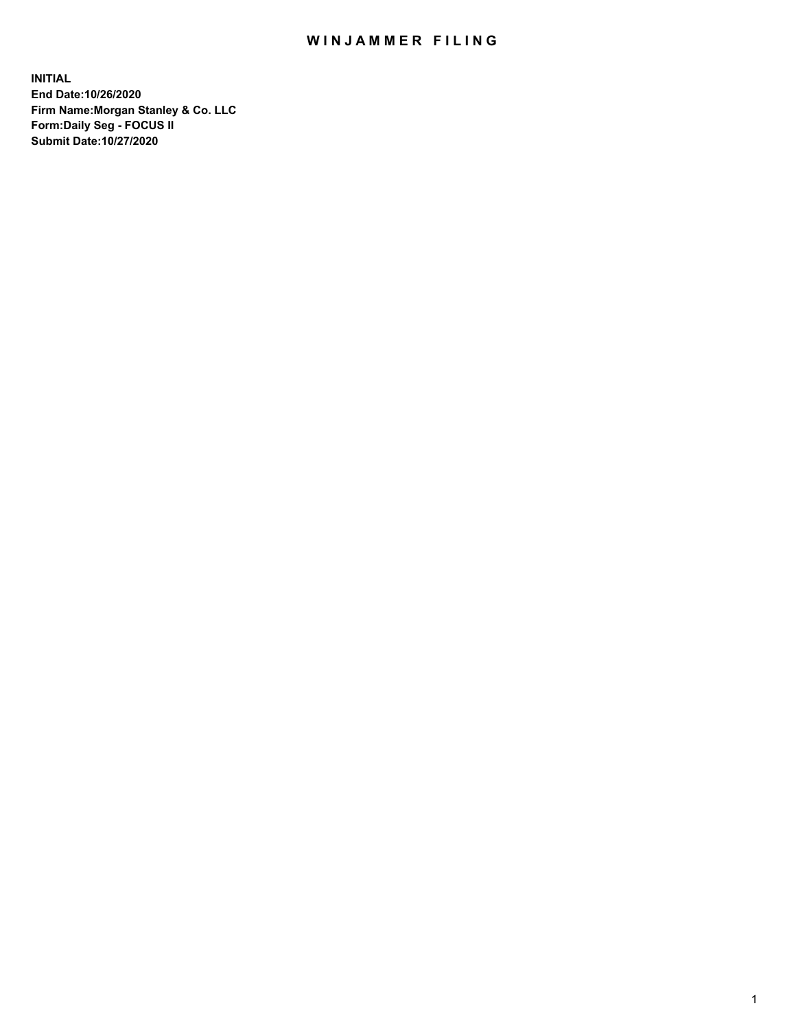# WINJAMMER FILING

**INITIAL**
**End Date:10/26/2020**
**Firm Name:Morgan Stanley & Co. LLC**
**Form:Daily Seg - FOCUS II**
**Submit Date:10/27/2020**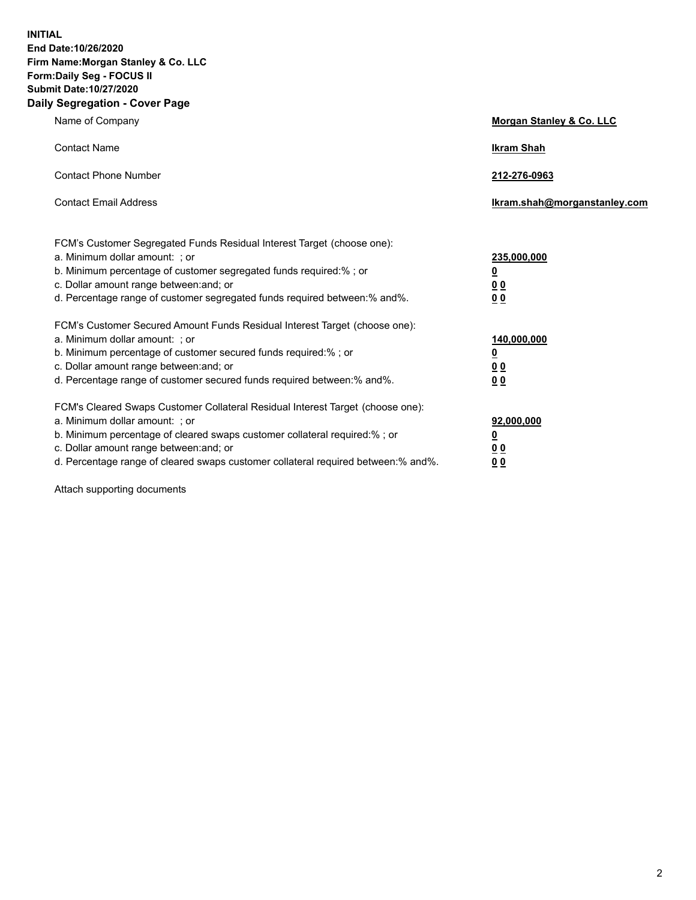**INITIAL**
**End Date:10/26/2020**
**Firm Name:Morgan Stanley & Co. LLC**
**Form:Daily Seg - FOCUS II**
**Submit Date:10/27/2020**
**Daily Segregation - Cover Page**

| | |
|---|---|
| Name of Company | **Morgan Stanley & Co. LLC** |
| Contact Name | **Ikram Shah** |
| Contact Phone Number | **212-276-0963** |
| Contact Email Address | **Ikram.shah@morganstanley.com** |

| | |
|---|---|
| FCM's Customer Segregated Funds Residual Interest Target (choose one): | |
| a. Minimum dollar amount: ; or | **235,000,000** |
| b. Minimum percentage of customer segregated funds required:% ; or | **0** |
| c. Dollar amount range between:and; or | **0 0** |
| d. Percentage range of customer segregated funds required between:% and%. | **0 0** |
| FCM's Customer Secured Amount Funds Residual Interest Target (choose one): | |
| a. Minimum dollar amount: ; or | **140,000,000** |
| b. Minimum percentage of customer secured funds required:% ; or | **0** |
| c. Dollar amount range between:and; or | **0 0** |
| d. Percentage range of customer secured funds required between:% and%. | **0 0** |
| FCM's Cleared Swaps Customer Collateral Residual Interest Target (choose one): | |
| a. Minimum dollar amount: ; or | **92,000,000** |
| b. Minimum percentage of cleared swaps customer collateral required:% ; or | **0** |
| c. Dollar amount range between:and; or | **0 0** |
| d. Percentage range of cleared swaps customer collateral required between:% and%. | **0 0** |

Attach supporting documents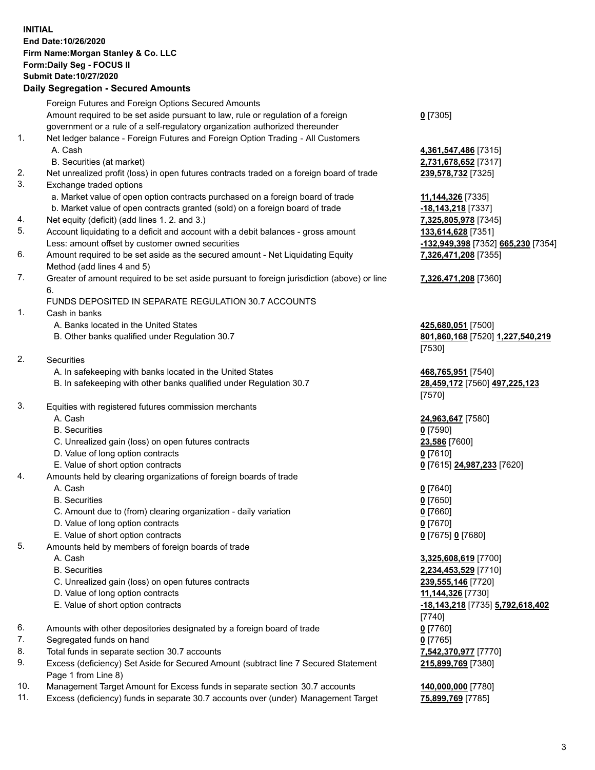**INITIAL**
**End Date:10/26/2020**
**Firm Name:Morgan Stanley & Co. LLC**
**Form:Daily Seg - FOCUS II**
**Submit Date:10/27/2020**

## Daily Segregation - Secured Amounts

| | | |
|---|---|---|
| | Foreign Futures and Foreign Options Secured Amounts | |
| | Amount required to be set aside pursuant to law, rule or regulation of a foreign government or a rule of a self-regulatory organization authorized thereunder | **0** [7305] |
| 1. | Net ledger balance - Foreign Futures and Foreign Option Trading - All Customers | |
| | A. Cash | **4,361,547,486** [7315] |
| | B. Securities (at market) | **2,731,678,652** [7317] |
| 2. | Net unrealized profit (loss) in open futures contracts traded on a foreign board of trade | **239,578,732** [7325] |
| 3. | Exchange traded options | |
| | a. Market value of open option contracts purchased on a foreign board of trade | **11,144,326** [7335] |
| | b. Market value of open contracts granted (sold) on a foreign board of trade | **-18,143,218** [7337] |
| 4. | Net equity (deficit) (add lines 1. 2. and 3.) | **7,325,805,978** [7345] |
| 5. | Account liquidating to a deficit and account with a debit balances - gross amount | **133,614,628** [7351] |
| | Less: amount offset by customer owned securities | **-132,949,398** [7352] **665,230** [7354] |
| 6. | Amount required to be set aside as the secured amount - Net Liquidating Equity Method (add lines 4 and 5) | **7,326,471,208** [7355] |
| 7. | Greater of amount required to be set aside pursuant to foreign jurisdiction (above) or line 6. | **7,326,471,208** [7360] |
| | FUNDS DEPOSITED IN SEPARATE REGULATION 30.7 ACCOUNTS | |
| 1. | Cash in banks | |
| | A. Banks located in the United States | **425,680,051** [7500] |
| | B. Other banks qualified under Regulation 30.7 | **801,860,168** [7520] **1,227,540,219** [7530] |
| 2. | Securities | |
| | A. In safekeeping with banks located in the United States | **468,765,951** [7540] |
| | B. In safekeeping with other banks qualified under Regulation 30.7 | **28,459,172** [7560] **497,225,123** [7570] |
| 3. | Equities with registered futures commission merchants | |
| | A. Cash | **24,963,647** [7580] |
| | B. Securities | **0** [7590] |
| | C. Unrealized gain (loss) on open futures contracts | **23,586** [7600] |
| | D. Value of long option contracts | **0** [7610] |
| | E. Value of short option contracts | **0** [7615] **24,987,233** [7620] |
| 4. | Amounts held by clearing organizations of foreign boards of trade | |
| | A. Cash | **0** [7640] |
| | B. Securities | **0** [7650] |
| | C. Amount due to (from) clearing organization - daily variation | **0** [7660] |
| | D. Value of long option contracts | **0** [7670] |
| | E. Value of short option contracts | **0** [7675] **0** [7680] |
| 5. | Amounts held by members of foreign boards of trade | |
| | A. Cash | **3,325,608,619** [7700] |
| | B. Securities | **2,234,453,529** [7710] |
| | C. Unrealized gain (loss) on open futures contracts | **239,555,146** [7720] |
| | D. Value of long option contracts | **11,144,326** [7730] |
| | E. Value of short option contracts | **-18,143,218** [7735] **5,792,618,402** [7740] |
| 6. | Amounts with other depositories designated by a foreign board of trade | **0** [7760] |
| 7. | Segregated funds on hand | **0** [7765] |
| 8. | Total funds in separate section 30.7 accounts | **7,542,370,977** [7770] |
| 9. | Excess (deficiency) Set Aside for Secured Amount (subtract line 7 Secured Statement Page 1 from Line 8) | **215,899,769** [7380] |
| 10. | Management Target Amount for Excess funds in separate section 30.7 accounts | **140,000,000** [7780] |
| 11. | Excess (deficiency) funds in separate 30.7 accounts over (under) Management Target | **75,899,769** [7785] |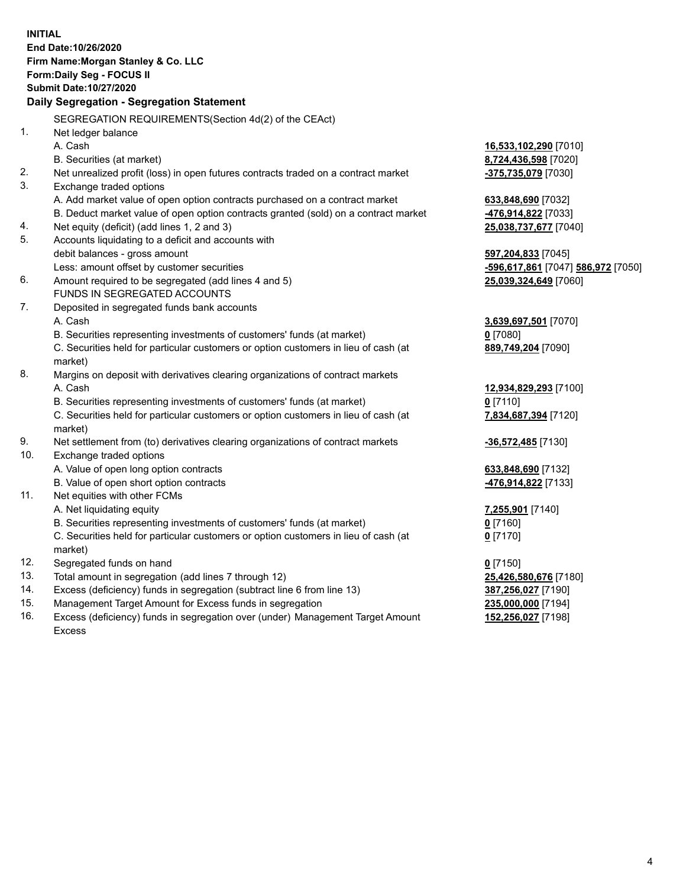**INITIAL**
**End Date:10/26/2020**
**Firm Name:Morgan Stanley & Co. LLC**
**Form:Daily Seg - FOCUS II**
**Submit Date:10/27/2020**

**Daily Segregation - Segregation Statement**

| | | |
|---|---|---|
| | SEGREGATION REQUIREMENTS(Section 4d(2) of the CEAct) | |
| 1. | Net ledger balance | |
| | A. Cash | **16,533,102,290** [7010] |
| | B. Securities (at market) | **8,724,436,598** [7020] |
| 2. | Net unrealized profit (loss) in open futures contracts traded on a contract market | **-375,735,079** [7030] |
| 3. | Exchange traded options | |
| | A. Add market value of open option contracts purchased on a contract market | **633,848,690** [7032] |
| | B. Deduct market value of open option contracts granted (sold) on a contract market | **-476,914,822** [7033] |
| 4. | Net equity (deficit) (add lines 1, 2 and 3) | **25,038,737,677** [7040] |
| 5. | Accounts liquidating to a deficit and accounts with debit balances - gross amount | **597,204,833** [7045] |
| | Less: amount offset by customer securities | **-596,617,861** [7047] **586,972** [7050] |
| 6. | Amount required to be segregated (add lines 4 and 5) | **25,039,324,649** [7060] |
| | FUNDS IN SEGREGATED ACCOUNTS | |
| 7. | Deposited in segregated funds bank accounts | |
| | A. Cash | **3,639,697,501** [7070] |
| | B. Securities representing investments of customers' funds (at market) | **0** [7080] |
| | C. Securities held for particular customers or option customers in lieu of cash (at market) | **889,749,204** [7090] |
| 8. | Margins on deposit with derivatives clearing organizations of contract markets | |
| | A. Cash | **12,934,829,293** [7100] |
| | B. Securities representing investments of customers' funds (at market) | **0** [7110] |
| | C. Securities held for particular customers or option customers in lieu of cash (at market) | **7,834,687,394** [7120] |
| 9. | Net settlement from (to) derivatives clearing organizations of contract markets | **-36,572,485** [7130] |
| 10. | Exchange traded options | |
| | A. Value of open long option contracts | **633,848,690** [7132] |
| | B. Value of open short option contracts | **-476,914,822** [7133] |
| 11. | Net equities with other FCMs | |
| | A. Net liquidating equity | **7,255,901** [7140] |
| | B. Securities representing investments of customers' funds (at market) | **0** [7160] |
| | C. Securities held for particular customers or option customers in lieu of cash (at market) | **0** [7170] |
| 12. | Segregated funds on hand | **0** [7150] |
| 13. | Total amount in segregation (add lines 7 through 12) | **25,426,580,676** [7180] |
| 14. | Excess (deficiency) funds in segregation (subtract line 6 from line 13) | **387,256,027** [7190] |
| 15. | Management Target Amount for Excess funds in segregation | **235,000,000** [7194] |
| 16. | Excess (deficiency) funds in segregation over (under) Management Target Amount Excess | **152,256,027** [7198] |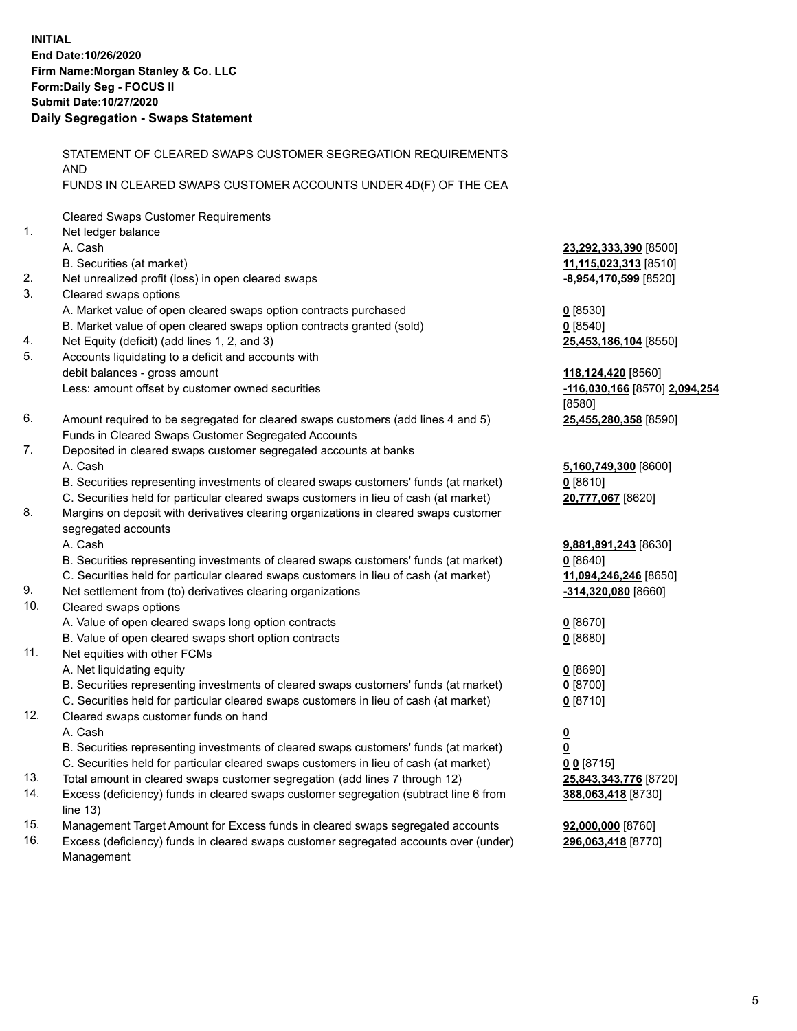**INITIAL**
**End Date:10/26/2020**
**Firm Name:Morgan Stanley & Co. LLC**
**Form:Daily Seg - FOCUS II**
**Submit Date:10/27/2020**
**Daily Segregation - Swaps Statement**

STATEMENT OF CLEARED SWAPS CUSTOMER SEGREGATION REQUIREMENTS AND FUNDS IN CLEARED SWAPS CUSTOMER ACCOUNTS UNDER 4D(F) OF THE CEA

| | | |
|---|---|---|
| | Cleared Swaps Customer Requirements | |
| 1. | Net ledger balance | |
| | A. Cash | **23,292,333,390** [8500] |
| | B. Securities (at market) | **11,115,023,313** [8510] |
| 2. | Net unrealized profit (loss) in open cleared swaps | **-8,954,170,599** [8520] |
| 3. | Cleared swaps options | |
| | A. Market value of open cleared swaps option contracts purchased | **0** [8530] |
| | B. Market value of open cleared swaps option contracts granted (sold) | **0** [8540] |
| 4. | Net Equity (deficit) (add lines 1, 2, and 3) | **25,453,186,104** [8550] |
| 5. | Accounts liquidating to a deficit and accounts with debit balances - gross amount | **118,124,420** [8560] |
| | Less: amount offset by customer owned securities | **-116,030,166** [8570] **2,094,254** [8580] |
| 6. | Amount required to be segregated for cleared swaps customers (add lines 4 and 5) | **25,455,280,358** [8590] |
| | Funds in Cleared Swaps Customer Segregated Accounts | |
| 7. | Deposited in cleared swaps customer segregated accounts at banks | |
| | A. Cash | **5,160,749,300** [8600] |
| | B. Securities representing investments of cleared swaps customers' funds (at market) | **0** [8610] |
| | C. Securities held for particular cleared swaps customers in lieu of cash (at market) | **20,777,067** [8620] |
| 8. | Margins on deposit with derivatives clearing organizations in cleared swaps customer segregated accounts | |
| | A. Cash | **9,881,891,243** [8630] |
| | B. Securities representing investments of cleared swaps customers' funds (at market) | **0** [8640] |
| | C. Securities held for particular cleared swaps customers in lieu of cash (at market) | **11,094,246,246** [8650] |
| 9. | Net settlement from (to) derivatives clearing organizations | **-314,320,080** [8660] |
| 10. | Cleared swaps options | |
| | A. Value of open cleared swaps long option contracts | **0** [8670] |
| | B. Value of open cleared swaps short option contracts | **0** [8680] |
| 11. | Net equities with other FCMs | |
| | A. Net liquidating equity | **0** [8690] |
| | B. Securities representing investments of cleared swaps customers' funds (at market) | **0** [8700] |
| | C. Securities held for particular cleared swaps customers in lieu of cash (at market) | **0** [8710] |
| 12. | Cleared swaps customer funds on hand | |
| | A. Cash | **0** |
| | B. Securities representing investments of cleared swaps customers' funds (at market) | **0** |
| | C. Securities held for particular cleared swaps customers in lieu of cash (at market) | **0** **0** [8715] |
| 13. | Total amount in cleared swaps customer segregation (add lines 7 through 12) | **25,843,343,776** [8720] |
| 14. | Excess (deficiency) funds in cleared swaps customer segregation (subtract line 6 from line 13) | **388,063,418** [8730] |
| 15. | Management Target Amount for Excess funds in cleared swaps segregated accounts | **92,000,000** [8760] |
| 16. | Excess (deficiency) funds in cleared swaps customer segregated accounts over (under) Management | **296,063,418** [8770] |